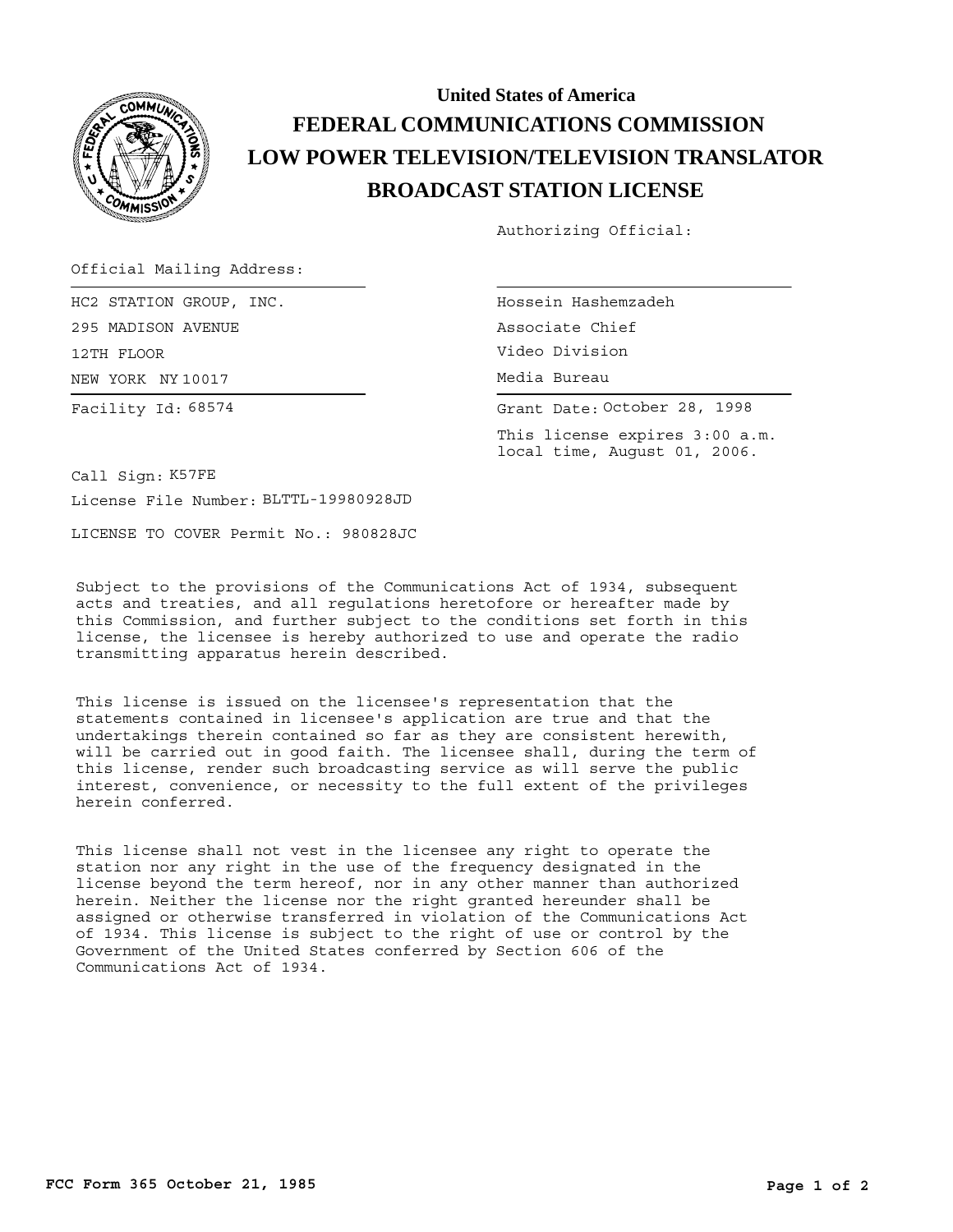# United States of America
# FEDERAL COMMUNICATIONS COMMISSION
# LOW POWER TELEVISION/TELEVISION TRANSLATOR
# BROADCAST STATION LICENSE

Authorizing Official:

Official Mailing Address:

HC2 STATION GROUP, INC.
295 MADISON AVENUE
12TH FLOOR
NEW YORK NY 10017

Hossein Hashemzadeh
Associate Chief
Video Division
Media Bureau

Facility Id: 68574

Grant Date: October 28, 1998

This license expires 3:00 a.m. local time, August 01, 2006.

Call Sign: K57FE

License File Number: BLTTL-19980928JD

LICENSE TO COVER Permit No.: 980828JC

Subject to the provisions of the Communications Act of 1934, subsequent acts and treaties, and all regulations heretofore or hereafter made by this Commission, and further subject to the conditions set forth in this license, the licensee is hereby authorized to use and operate the radio transmitting apparatus herein described.

This license is issued on the licensee's representation that the statements contained in licensee's application are true and that the undertakings therein contained so far as they are consistent herewith, will be carried out in good faith. The licensee shall, during the term of this license, render such broadcasting service as will serve the public interest, convenience, or necessity to the full extent of the privileges herein conferred.

This license shall not vest in the licensee any right to operate the station nor any right in the use of the frequency designated in the license beyond the term hereof, nor in any other manner than authorized herein. Neither the license nor the right granted hereunder shall be assigned or otherwise transferred in violation of the Communications Act of 1934. This license is subject to the right of use or control by the Government of the United States conferred by Section 606 of the Communications Act of 1934.

FCC Form 365 October 21, 1985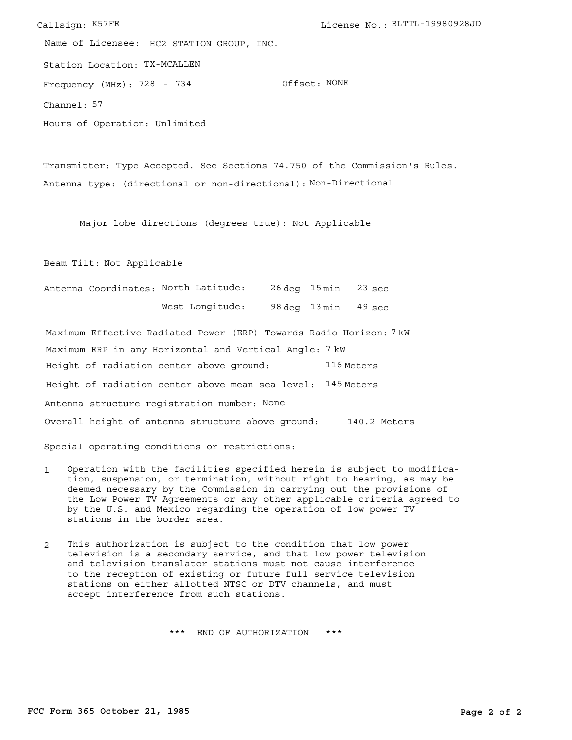Callsign: K57FE License No.: BLTTL-19980928JD

Name of Licensee: HC2 STATION GROUP, INC.

Station Location: TX-MCALLEN

Frequency (MHz): 728 - 734 Offset: NONE

Channel: 57

Hours of Operation: Unlimited

Transmitter: Type Accepted. See Sections 74.750 of the Commission's Rules.

Antenna type: (directional or non-directional): Non-Directional

Major lobe directions (degrees true): Not Applicable

Beam Tilt: Not Applicable

Antenna Coordinates: North Latitude: 26 deg 15 min 23 sec

West Longitude: 98 deg 13 min 49 sec

Maximum Effective Radiated Power (ERP) Towards Radio Horizon: 7 kW

Maximum ERP in any Horizontal and Vertical Angle: 7 kW

Height of radiation center above ground: 116 Meters

Height of radiation center above mean sea level: 145 Meters

Antenna structure registration number: None

Overall height of antenna structure above ground: 140.2 Meters

Special operating conditions or restrictions:

1 Operation with the facilities specified herein is subject to modification, suspension, or termination, without right to hearing, as may be deemed necessary by the Commission in carrying out the provisions of the Low Power TV Agreements or any other applicable criteria agreed to by the U.S. and Mexico regarding the operation of low power TV stations in the border area.

2 This authorization is subject to the condition that low power television is a secondary service, and that low power television and television translator stations must not cause interference to the reception of existing or future full service television stations on either allotted NTSC or DTV channels, and must accept interference from such stations.

\*\*\* END OF AUTHORIZATION \*\*\*

**FCC Form 365 October 21, 1985**